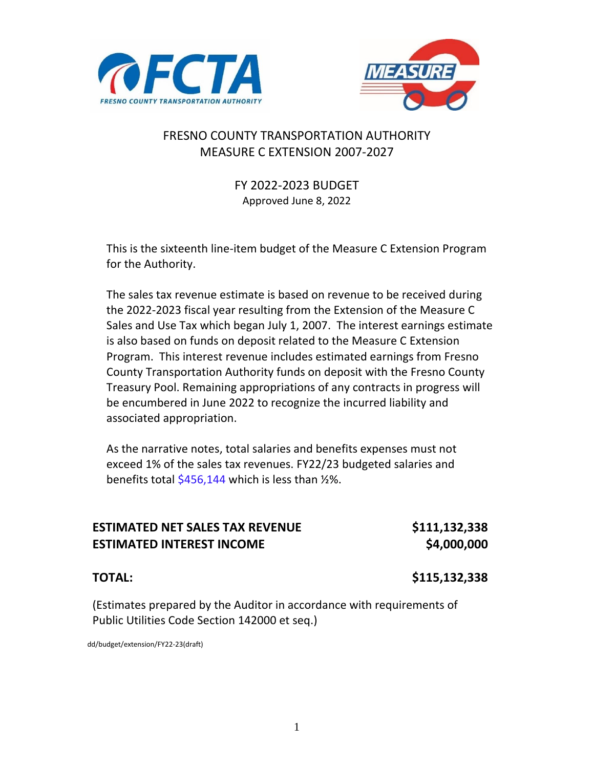# FRESNO COUNTY TRANSPORTATION AUTHORITY
# MEASURE C EXTENSION 2007-2027

## FY 2022-2023 BUDGET

Approved June 8, 2022

This is the sixteenth line-item budget of the Measure C Extension Program for the Authority.

The sales tax revenue estimate is based on revenue to be received during the 2022-2023 fiscal year resulting from the Extension of the Measure C Sales and Use Tax which began July 1, 2007. The interest earnings estimate is also based on funds on deposit related to the Measure C Extension Program. This interest revenue includes estimated earnings from Fresno County Transportation Authority funds on deposit with the Fresno County Treasury Pool. Remaining appropriations of any contracts in progress will be encumbered in June 2022 to recognize the incurred liability and associated appropriation.

As the narrative notes, total salaries and benefits expenses must not exceed 1% of the sales tax revenues. FY22/23 budgeted salaries and benefits total $456,144 which is less than ½%.

| | |
|---|---|
| **ESTIMATED NET SALES TAX REVENUE** | **$111,132,338** |
| **ESTIMATED INTEREST INCOME** | **$4,000,000** |
| **TOTAL:** | **$115,132,338** |

(Estimates prepared by the Auditor in accordance with requirements of Public Utilities Code Section 142000 et seq.)

dd/budget/extension/FY22-23(draft)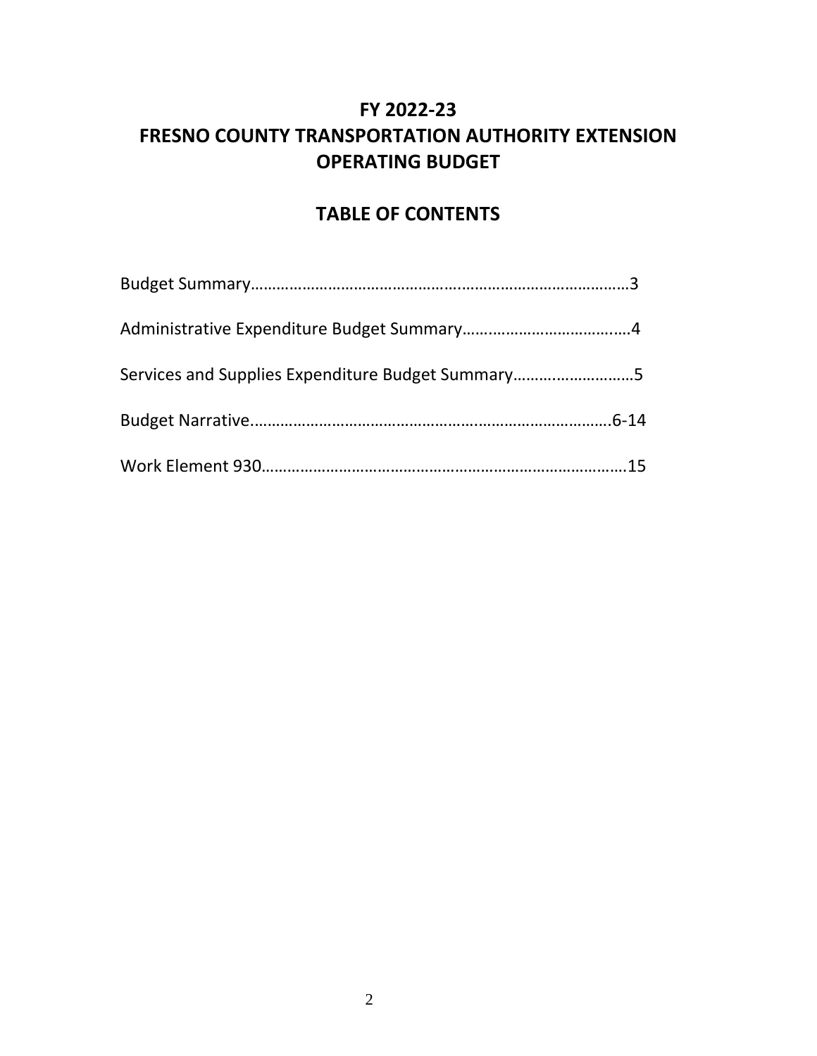# FY 2022-23
# FRESNO COUNTY TRANSPORTATION AUTHORITY EXTENSION
# OPERATING BUDGET

## TABLE OF CONTENTS

Budget Summary……………………………………………………………………………3

Administrative Expenditure Budget Summary……………………………….…4

Services and Supplies Expenditure Budget Summary………………………5

Budget Narrative……………………………………………………………………….6-14

Work Element 930……………………………………………………………………….15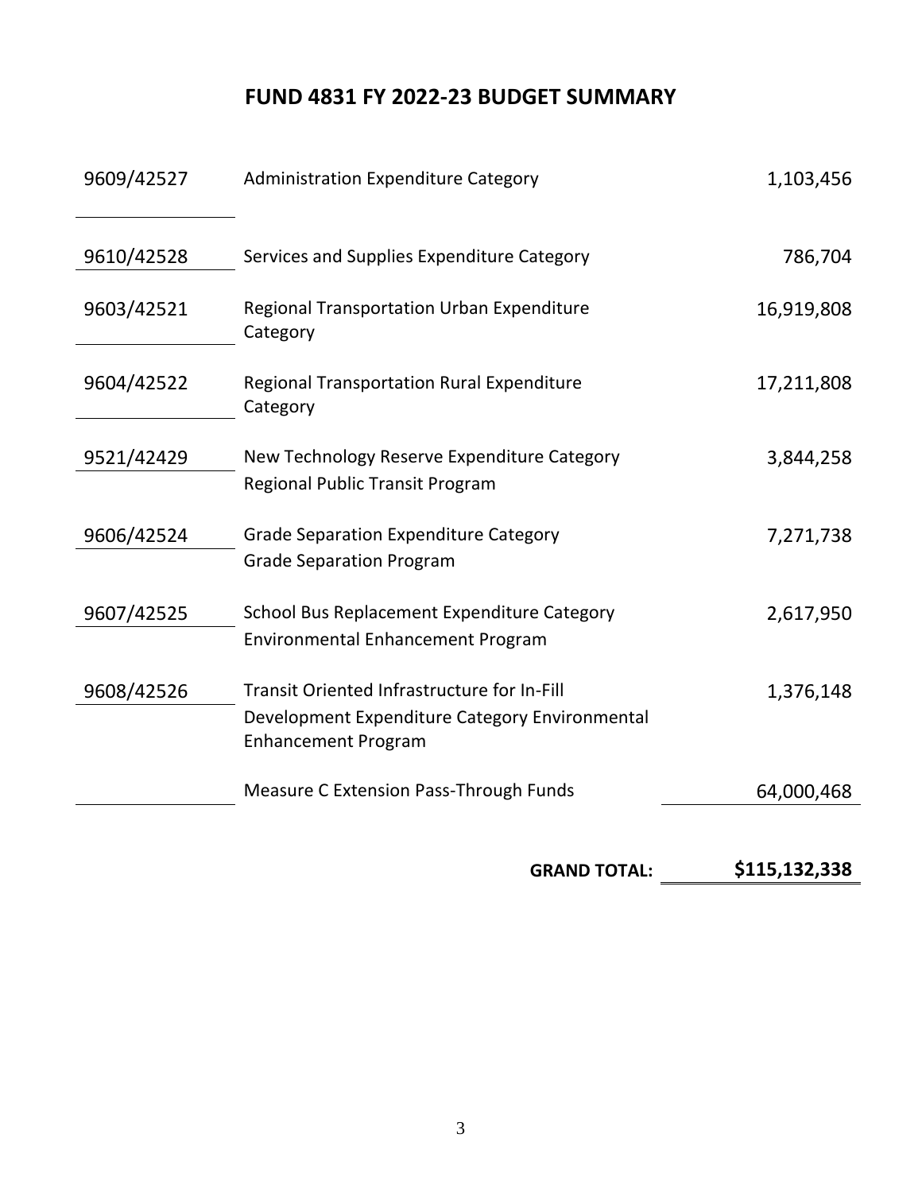# FUND 4831 FY 2022-23 BUDGET SUMMARY

| Account | Description | Amount |
|---|---|---|
| 9609/42527 | Administration Expenditure Category | 1,103,456 |
| 9610/42528 | Services and Supplies Expenditure Category | 786,704 |
| 9603/42521 | Regional Transportation Urban Expenditure Category | 16,919,808 |
| 9604/42522 | Regional Transportation Rural Expenditure Category | 17,211,808 |
| 9521/42429 | New Technology Reserve Expenditure Category Regional Public Transit Program | 3,844,258 |
| 9606/42524 | Grade Separation Expenditure Category Grade Separation Program | 7,271,738 |
| 9607/42525 | School Bus Replacement Expenditure Category Environmental Enhancement Program | 2,617,950 |
| 9608/42526 | Transit Oriented Infrastructure for In-Fill Development Expenditure Category Environmental Enhancement Program | 1,376,148 |
| | Measure C Extension Pass-Through Funds | 64,000,468 |
| | **GRAND TOTAL:** | **$115,132,338** |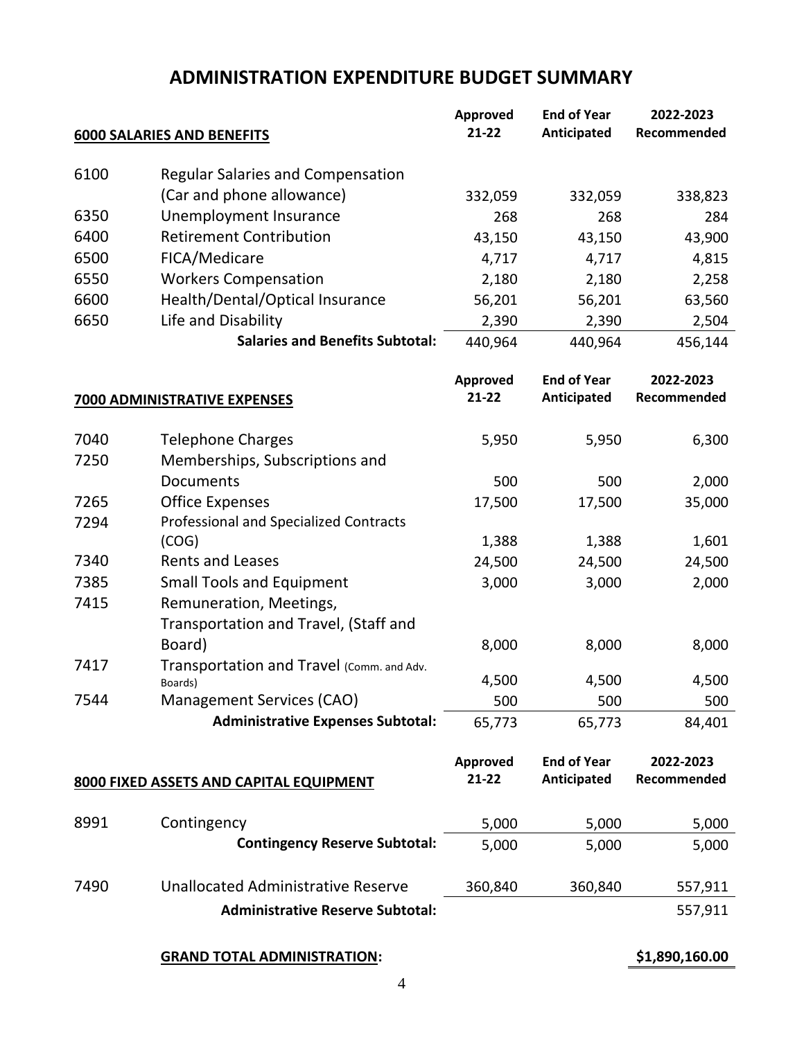# ADMINISTRATION EXPENDITURE BUDGET SUMMARY

| 6000 SALARIES AND BENEFITS | | Approved 21-22 | End of Year Anticipated | 2022-2023 Recommended |
|---|---|---|---|---|
| 6100 | Regular Salaries and Compensation (Car and phone allowance) | 332,059 | 332,059 | 338,823 |
| 6350 | Unemployment Insurance | 268 | 268 | 284 |
| 6400 | Retirement Contribution | 43,150 | 43,150 | 43,900 |
| 6500 | FICA/Medicare | 4,717 | 4,717 | 4,815 |
| 6550 | Workers Compensation | 2,180 | 2,180 | 2,258 |
| 6600 | Health/Dental/Optical Insurance | 56,201 | 56,201 | 63,560 |
| 6650 | Life and Disability | 2,390 | 2,390 | 2,504 |
| | **Salaries and Benefits Subtotal:** | 440,964 | 440,964 | 456,144 |

| 7000 ADMINISTRATIVE EXPENSES | | Approved 21-22 | End of Year Anticipated | 2022-2023 Recommended |
|---|---|---|---|---|
| 7040 | Telephone Charges | 5,950 | 5,950 | 6,300 |
| 7250 | Memberships, Subscriptions and Documents | 500 | 500 | 2,000 |
| 7265 | Office Expenses | 17,500 | 17,500 | 35,000 |
| 7294 | Professional and Specialized Contracts (COG) | 1,388 | 1,388 | 1,601 |
| 7340 | Rents and Leases | 24,500 | 24,500 | 24,500 |
| 7385 | Small Tools and Equipment | 3,000 | 3,000 | 2,000 |
| 7415 | Remuneration, Meetings, Transportation and Travel, (Staff and Board) | 8,000 | 8,000 | 8,000 |
| 7417 | Transportation and Travel (Comm. and Adv. Boards) | 4,500 | 4,500 | 4,500 |
| 7544 | Management Services (CAO) | 500 | 500 | 500 |
| | **Administrative Expenses Subtotal:** | 65,773 | 65,773 | 84,401 |

| 8000 FIXED ASSETS AND CAPITAL EQUIPMENT | | Approved 21-22 | End of Year Anticipated | 2022-2023 Recommended |
|---|---|---|---|---|
| 8991 | Contingency | 5,000 | 5,000 | 5,000 |
| | **Contingency Reserve Subtotal:** | 5,000 | 5,000 | 5,000 |
| 7490 | Unallocated Administrative Reserve | 360,840 | 360,840 | 557,911 |
| | **Administrative Reserve Subtotal:** | | | 557,911 |

**GRAND TOTAL ADMINISTRATION:** **$1,890,160.00**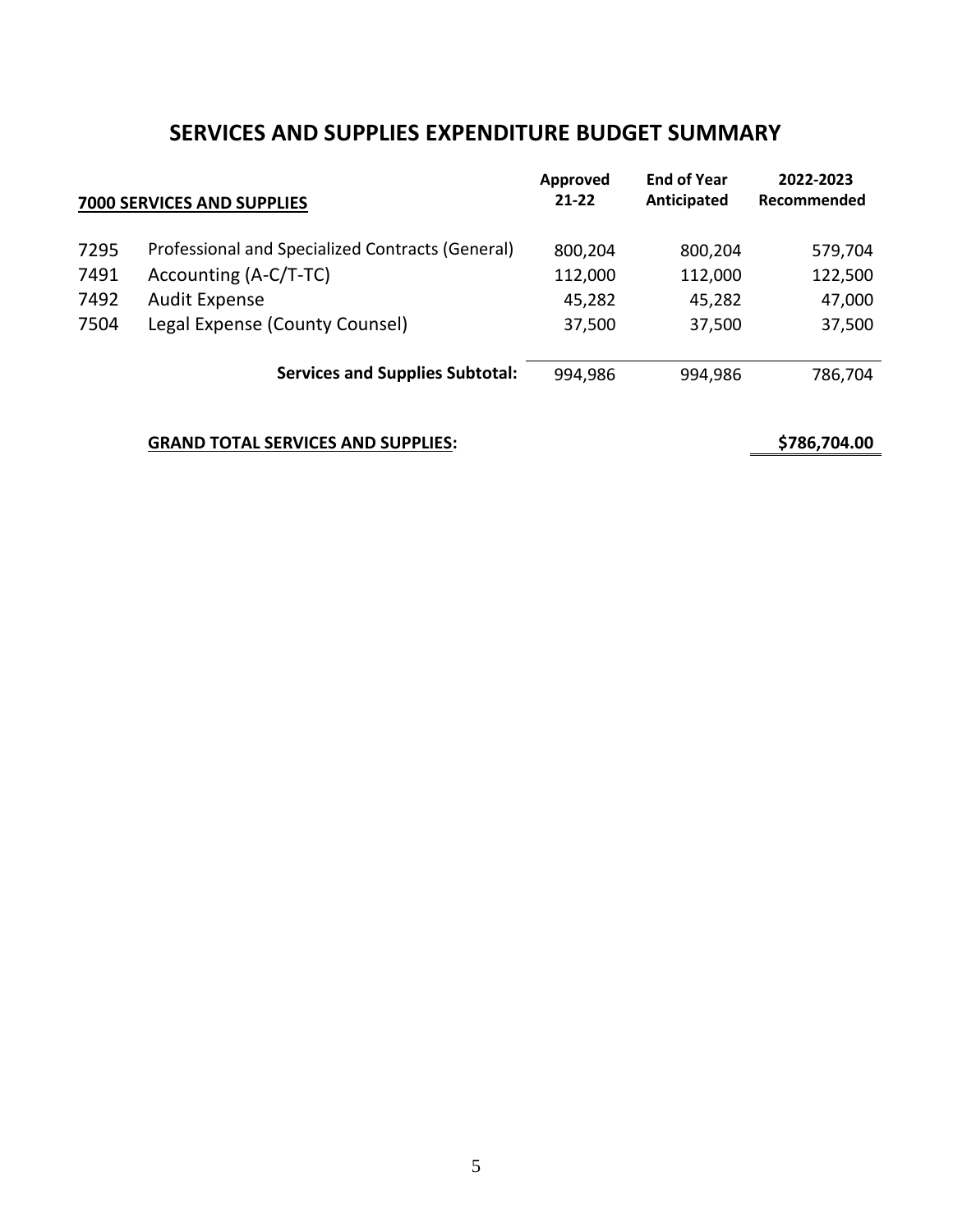# SERVICES AND SUPPLIES EXPENDITURE BUDGET SUMMARY

| 7000 SERVICES AND SUPPLIES | | Approved 21-22 | End of Year Anticipated | 2022-2023 Recommended |
|---|---|---|---|---|
| 7295 | Professional and Specialized Contracts (General) | 800,204 | 800,204 | 579,704 |
| 7491 | Accounting (A-C/T-TC) | 112,000 | 112,000 | 122,500 |
| 7492 | Audit Expense | 45,282 | 45,282 | 47,000 |
| 7504 | Legal Expense (County Counsel) | 37,500 | 37,500 | 37,500 |
| | **Services and Supplies Subtotal:** | 994,986 | 994,986 | 786,704 |

**GRAND TOTAL SERVICES AND SUPPLIES:** **$786,704.00**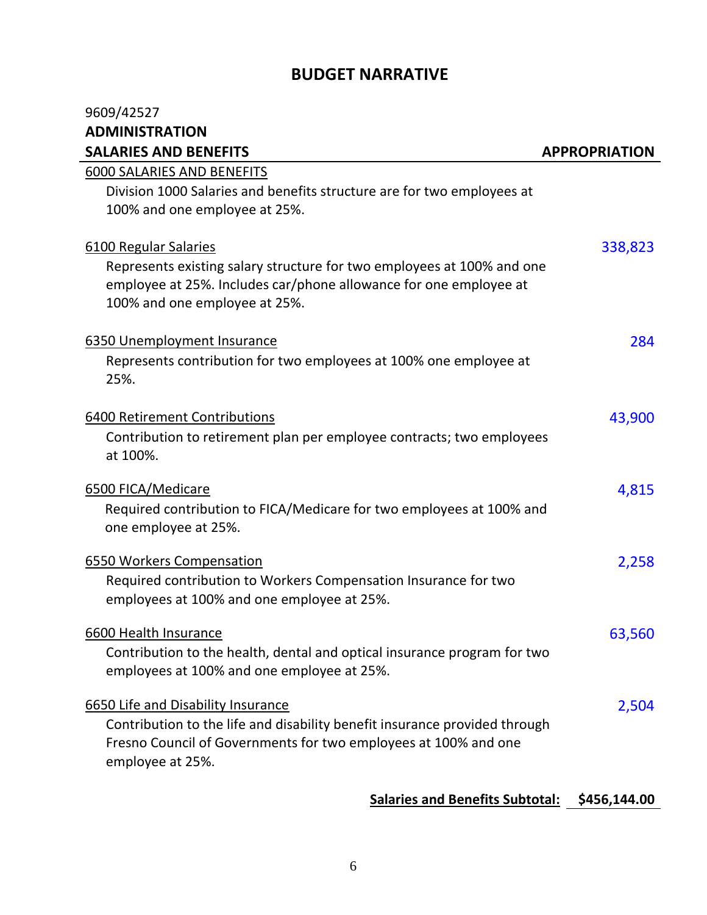# BUDGET NARRATIVE

9609/42527

**ADMINISTRATION**

| SALARIES AND BENEFITS | APPROPRIATION |
|---|---|
| 6000 SALARIES AND BENEFITS<br>Division 1000 Salaries and benefits structure are for two employees at 100% and one employee at 25%. | |
| 6100 Regular Salaries<br>Represents existing salary structure for two employees at 100% and one employee at 25%. Includes car/phone allowance for one employee at 100% and one employee at 25%. | 338,823 |
| 6350 Unemployment Insurance<br>Represents contribution for two employees at 100% one employee at 25%. | 284 |
| 6400 Retirement Contributions<br>Contribution to retirement plan per employee contracts; two employees at 100%. | 43,900 |
| 6500 FICA/Medicare<br>Required contribution to FICA/Medicare for two employees at 100% and one employee at 25%. | 4,815 |
| 6550 Workers Compensation<br>Required contribution to Workers Compensation Insurance for two employees at 100% and one employee at 25%. | 2,258 |
| 6600 Health Insurance<br>Contribution to the health, dental and optical insurance program for two employees at 100% and one employee at 25%. | 63,560 |
| 6650 Life and Disability Insurance<br>Contribution to the life and disability benefit insurance provided through Fresno Council of Governments for two employees at 100% and one employee at 25%. | 2,504 |
| **Salaries and Benefits Subtotal:** | **$456,144.00** |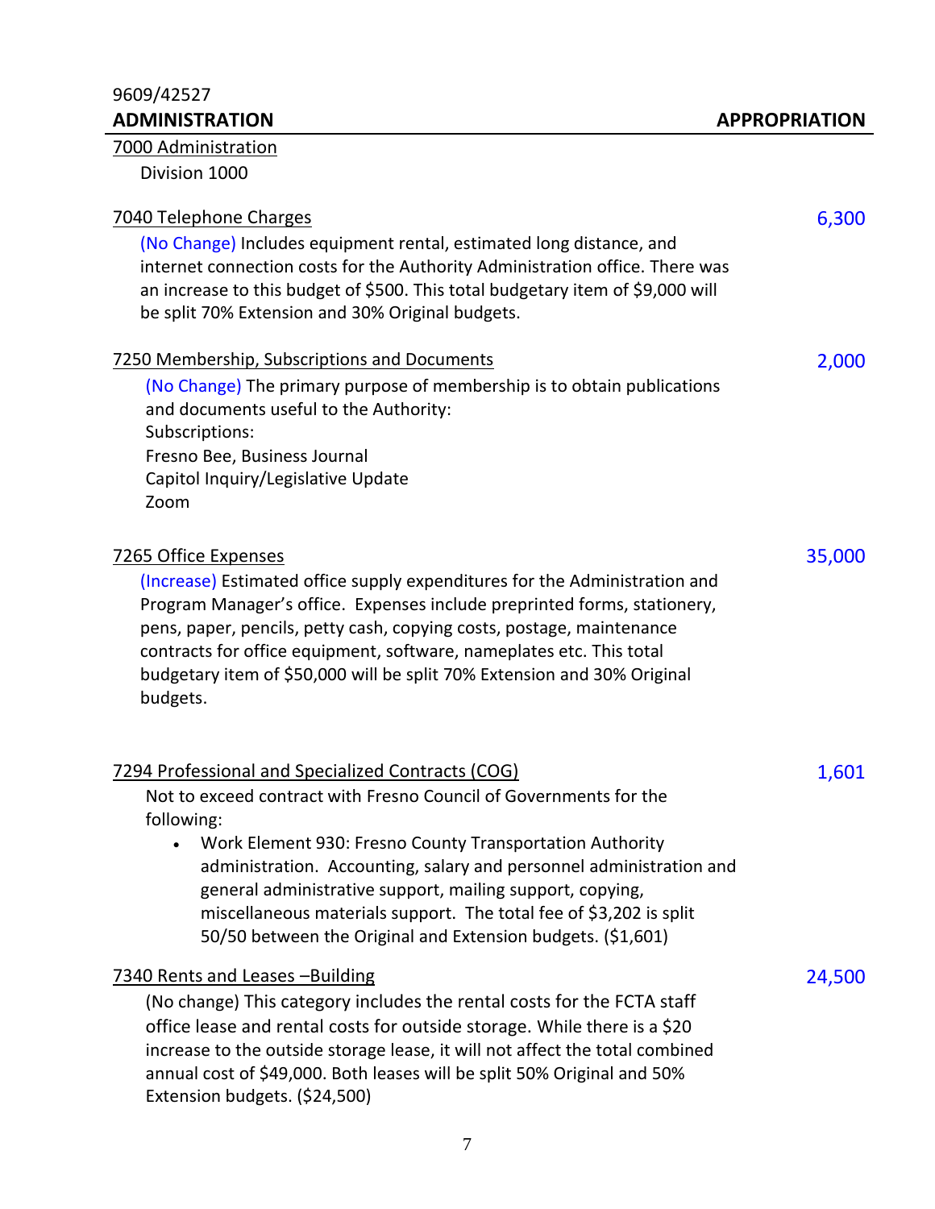9609/42527

**ADMINISTRATION** **APPROPRIATION**

7000 Administration

Division 1000

7040 Telephone Charges — 6,300

(No Change) Includes equipment rental, estimated long distance, and internet connection costs for the Authority Administration office. There was an increase to this budget of $500. This total budgetary item of $9,000 will be split 70% Extension and 30% Original budgets.

7250 Membership, Subscriptions and Documents — 2,000

(No Change) The primary purpose of membership is to obtain publications and documents useful to the Authority:
Subscriptions:
Fresno Bee, Business Journal
Capitol Inquiry/Legislative Update
Zoom

7265 Office Expenses — 35,000

(Increase) Estimated office supply expenditures for the Administration and Program Manager's office. Expenses include preprinted forms, stationery, pens, paper, pencils, petty cash, copying costs, postage, maintenance contracts for office equipment, software, nameplates etc. This total budgetary item of $50,000 will be split 70% Extension and 30% Original budgets.

7294 Professional and Specialized Contracts (COG) — 1,601

Not to exceed contract with Fresno Council of Governments for the following:

- Work Element 930: Fresno County Transportation Authority administration. Accounting, salary and personnel administration and general administrative support, mailing support, copying, miscellaneous materials support. The total fee of $3,202 is split 50/50 between the Original and Extension budgets. ($1,601)

7340 Rents and Leases –Building — 24,500

(No change) This category includes the rental costs for the FCTA staff office lease and rental costs for outside storage. While there is a $20 increase to the outside storage lease, it will not affect the total combined annual cost of $49,000. Both leases will be split 50% Original and 50% Extension budgets. ($24,500)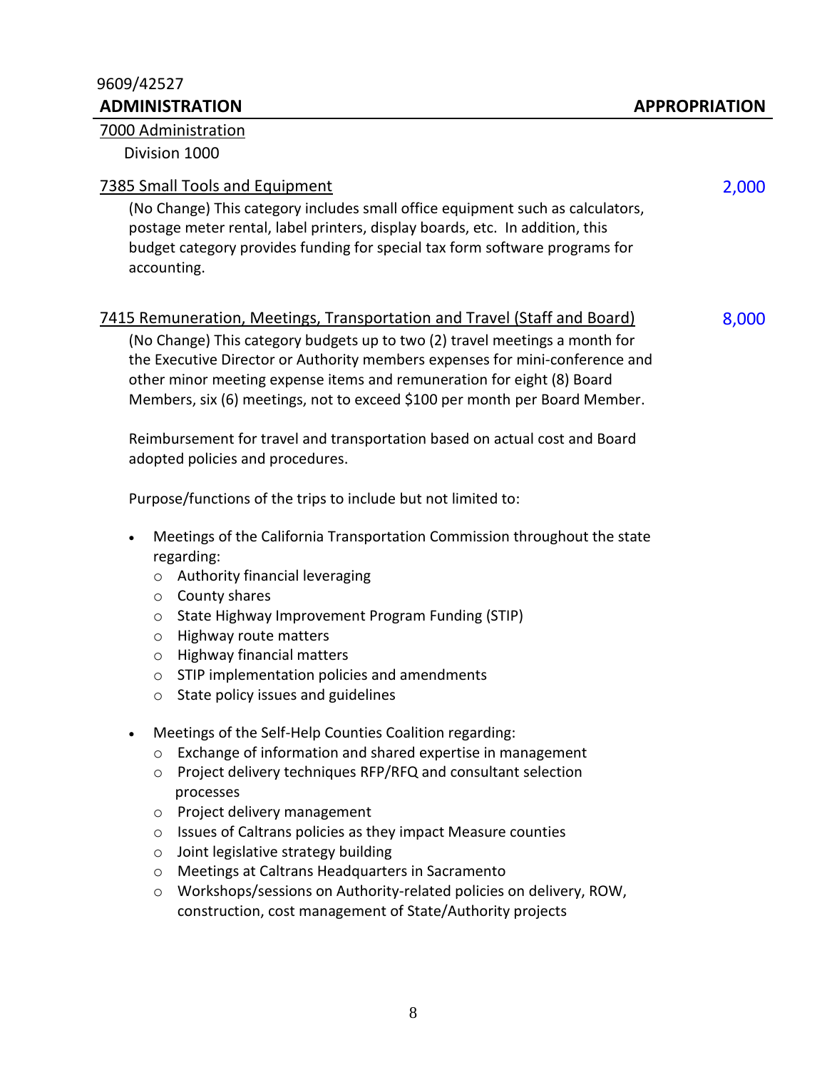9609/42527

**ADMINISTRATION** **APPROPRIATION**

7000 Administration

Division 1000

7385 Small Tools and Equipment — 2,000

(No Change) This category includes small office equipment such as calculators, postage meter rental, label printers, display boards, etc. In addition, this budget category provides funding for special tax form software programs for accounting.

7415 Remuneration, Meetings, Transportation and Travel (Staff and Board) — 8,000

(No Change) This category budgets up to two (2) travel meetings a month for the Executive Director or Authority members expenses for mini-conference and other minor meeting expense items and remuneration for eight (8) Board Members, six (6) meetings, not to exceed $100 per month per Board Member.

Reimbursement for travel and transportation based on actual cost and Board adopted policies and procedures.

Purpose/functions of the trips to include but not limited to:

- Meetings of the California Transportation Commission throughout the state regarding:
  - Authority financial leveraging
  - County shares
  - State Highway Improvement Program Funding (STIP)
  - Highway route matters
  - Highway financial matters
  - STIP implementation policies and amendments
  - State policy issues and guidelines
- Meetings of the Self-Help Counties Coalition regarding:
  - Exchange of information and shared expertise in management
  - Project delivery techniques RFP/RFQ and consultant selection processes
  - Project delivery management
  - Issues of Caltrans policies as they impact Measure counties
  - Joint legislative strategy building
  - Meetings at Caltrans Headquarters in Sacramento
  - Workshops/sessions on Authority-related policies on delivery, ROW, construction, cost management of State/Authority projects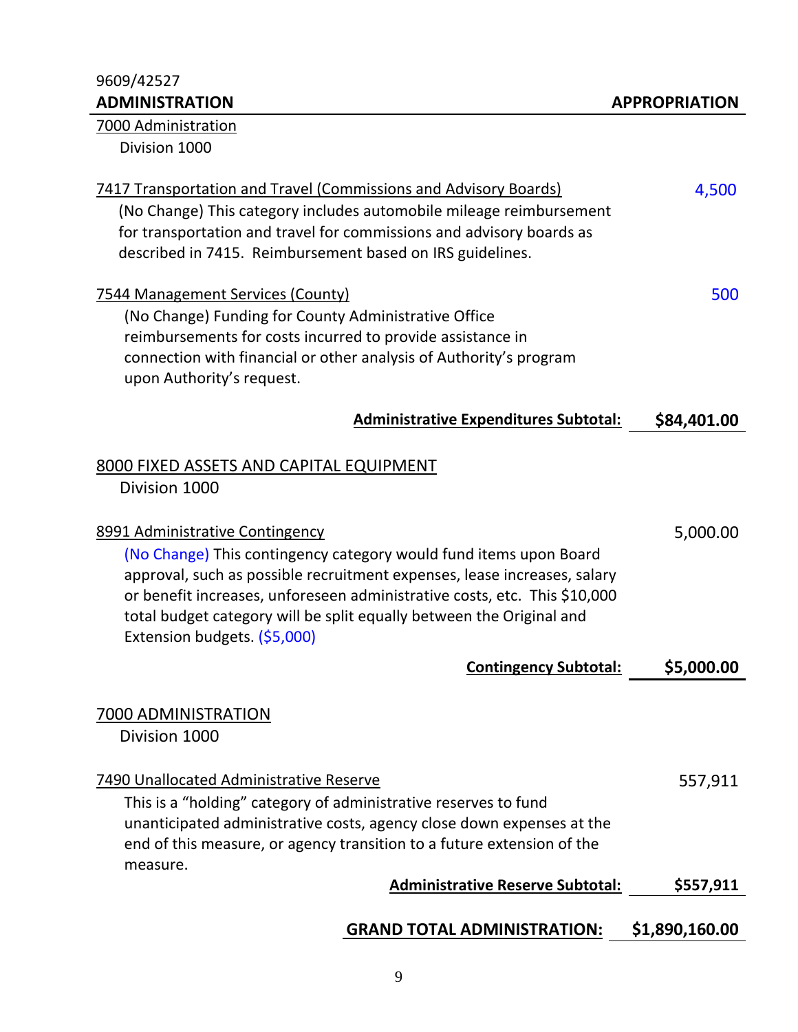9609/42527

| ADMINISTRATION | APPROPRIATION |
|---|---|

7000 Administration
Division 1000

7417 Transportation and Travel (Commissions and Advisory Boards) — 4,500

(No Change) This category includes automobile mileage reimbursement for transportation and travel for commissions and advisory boards as described in 7415. Reimbursement based on IRS guidelines.

7544 Management Services (County) — 500

(No Change) Funding for County Administrative Office reimbursements for costs incurred to provide assistance in connection with financial or other analysis of Authority's program upon Authority's request.

**Administrative Expenditures Subtotal: $84,401.00**

8000 FIXED ASSETS AND CAPITAL EQUIPMENT
Division 1000

8991 Administrative Contingency — 5,000.00

(No Change) This contingency category would fund items upon Board approval, such as possible recruitment expenses, lease increases, salary or benefit increases, unforeseen administrative costs, etc. This $10,000 total budget category will be split equally between the Original and Extension budgets. ($5,000)

**Contingency Subtotal: $5,000.00**

7000 ADMINISTRATION
Division 1000

7490 Unallocated Administrative Reserve — 557,911

This is a "holding" category of administrative reserves to fund unanticipated administrative costs, agency close down expenses at the end of this measure, or agency transition to a future extension of the measure.

**Administrative Reserve Subtotal: $557,911**

**GRAND TOTAL ADMINISTRATION: $1,890,160.00**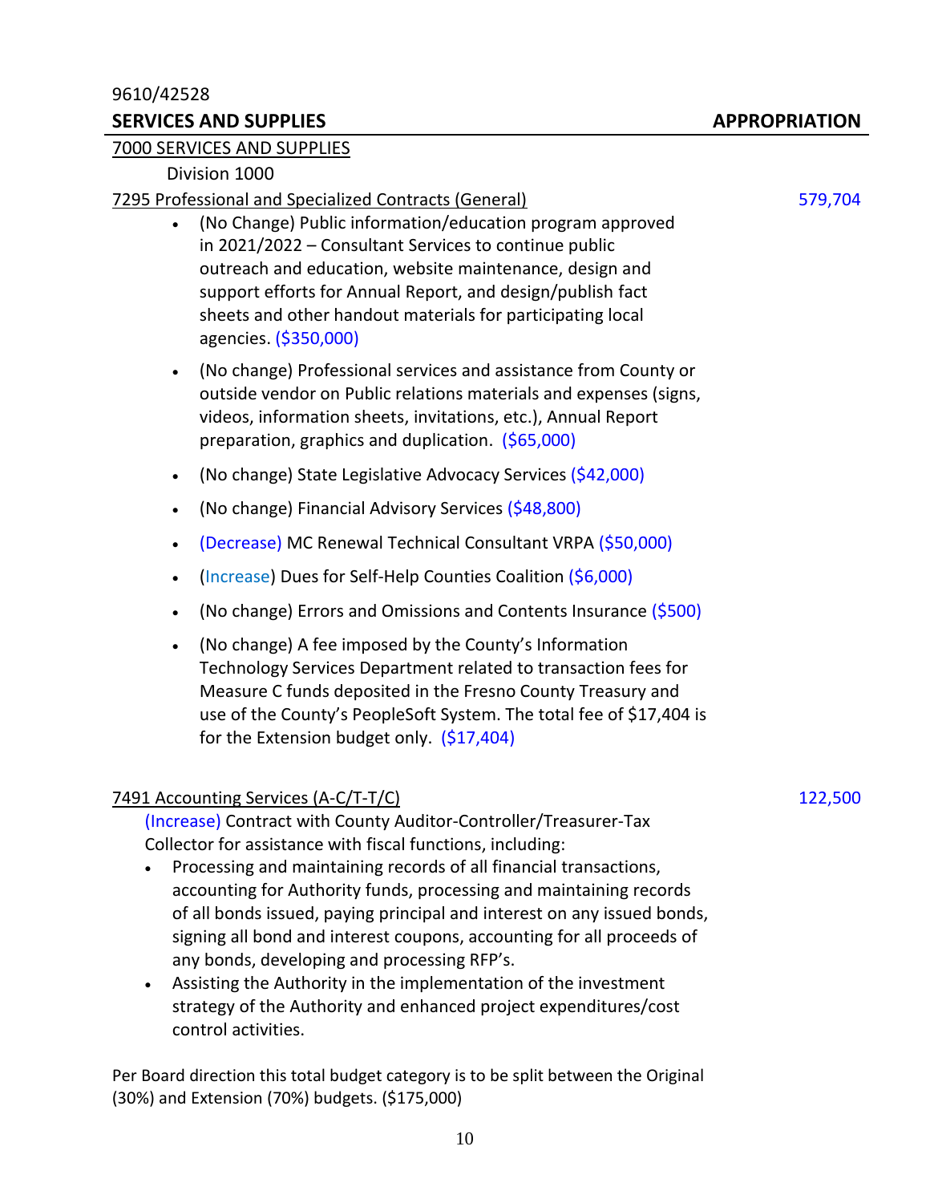9610/42528

**SERVICES AND SUPPLIES** **APPROPRIATION**

7000 SERVICES AND SUPPLIES

Division 1000

7295 Professional and Specialized Contracts (General) 579,704

- (No Change) Public information/education program approved in 2021/2022 – Consultant Services to continue public outreach and education, website maintenance, design and support efforts for Annual Report, and design/publish fact sheets and other handout materials for participating local agencies. ($350,000)
- (No change) Professional services and assistance from County or outside vendor on Public relations materials and expenses (signs, videos, information sheets, invitations, etc.), Annual Report preparation, graphics and duplication. ($65,000)
- (No change) State Legislative Advocacy Services ($42,000)
- (No change) Financial Advisory Services ($48,800)
- (Decrease) MC Renewal Technical Consultant VRPA ($50,000)
- (Increase) Dues for Self-Help Counties Coalition ($6,000)
- (No change) Errors and Omissions and Contents Insurance ($500)
- (No change) A fee imposed by the County's Information Technology Services Department related to transaction fees for Measure C funds deposited in the Fresno County Treasury and use of the County's PeopleSoft System. The total fee of $17,404 is for the Extension budget only. ($17,404)

7491 Accounting Services (A-C/T-T/C) 122,500

(Increase) Contract with County Auditor-Controller/Treasurer-Tax Collector for assistance with fiscal functions, including:

- Processing and maintaining records of all financial transactions, accounting for Authority funds, processing and maintaining records of all bonds issued, paying principal and interest on any issued bonds, signing all bond and interest coupons, accounting for all proceeds of any bonds, developing and processing RFP's.
- Assisting the Authority in the implementation of the investment strategy of the Authority and enhanced project expenditures/cost control activities.

Per Board direction this total budget category is to be split between the Original (30%) and Extension (70%) budgets. ($175,000)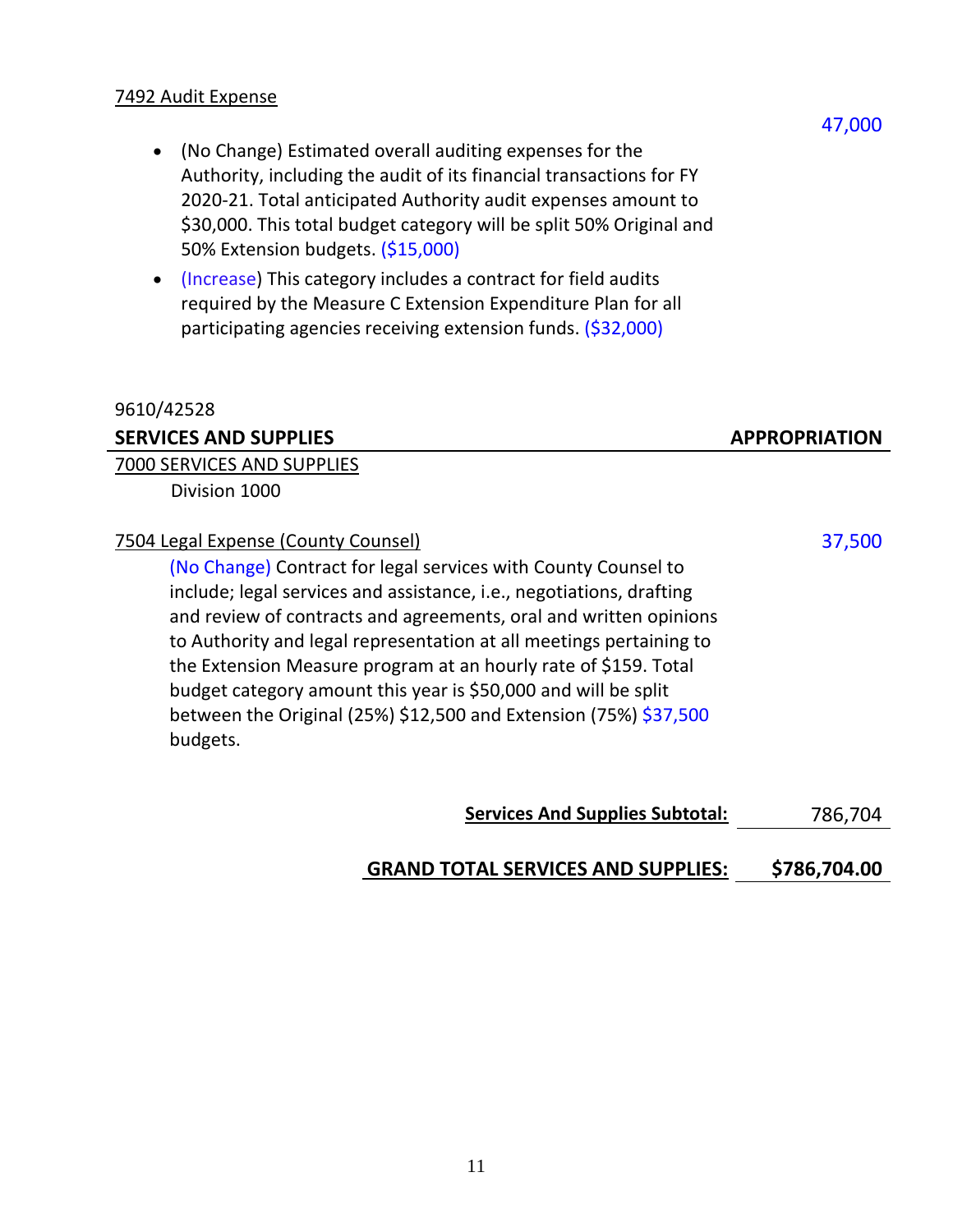7492 Audit Expense

47,000

- (No Change) Estimated overall auditing expenses for the Authority, including the audit of its financial transactions for FY 2020-21. Total anticipated Authority audit expenses amount to $30,000. This total budget category will be split 50% Original and 50% Extension budgets. ($15,000)
- (Increase) This category includes a contract for field audits required by the Measure C Extension Expenditure Plan for all participating agencies receiving extension funds. ($32,000)

9610/42528

| SERVICES AND SUPPLIES | APPROPRIATION |
|---|---|

7000 SERVICES AND SUPPLIES

Division 1000

7504 Legal Expense (County Counsel) — 37,500

(No Change) Contract for legal services with County Counsel to include; legal services and assistance, i.e., negotiations, drafting and review of contracts and agreements, oral and written opinions to Authority and legal representation at all meetings pertaining to the Extension Measure program at an hourly rate of $159. Total budget category amount this year is $50,000 and will be split between the Original (25%) $12,500 and Extension (75%) $37,500 budgets.

**Services And Supplies Subtotal:** 786,704

**GRAND TOTAL SERVICES AND SUPPLIES: $786,704.00**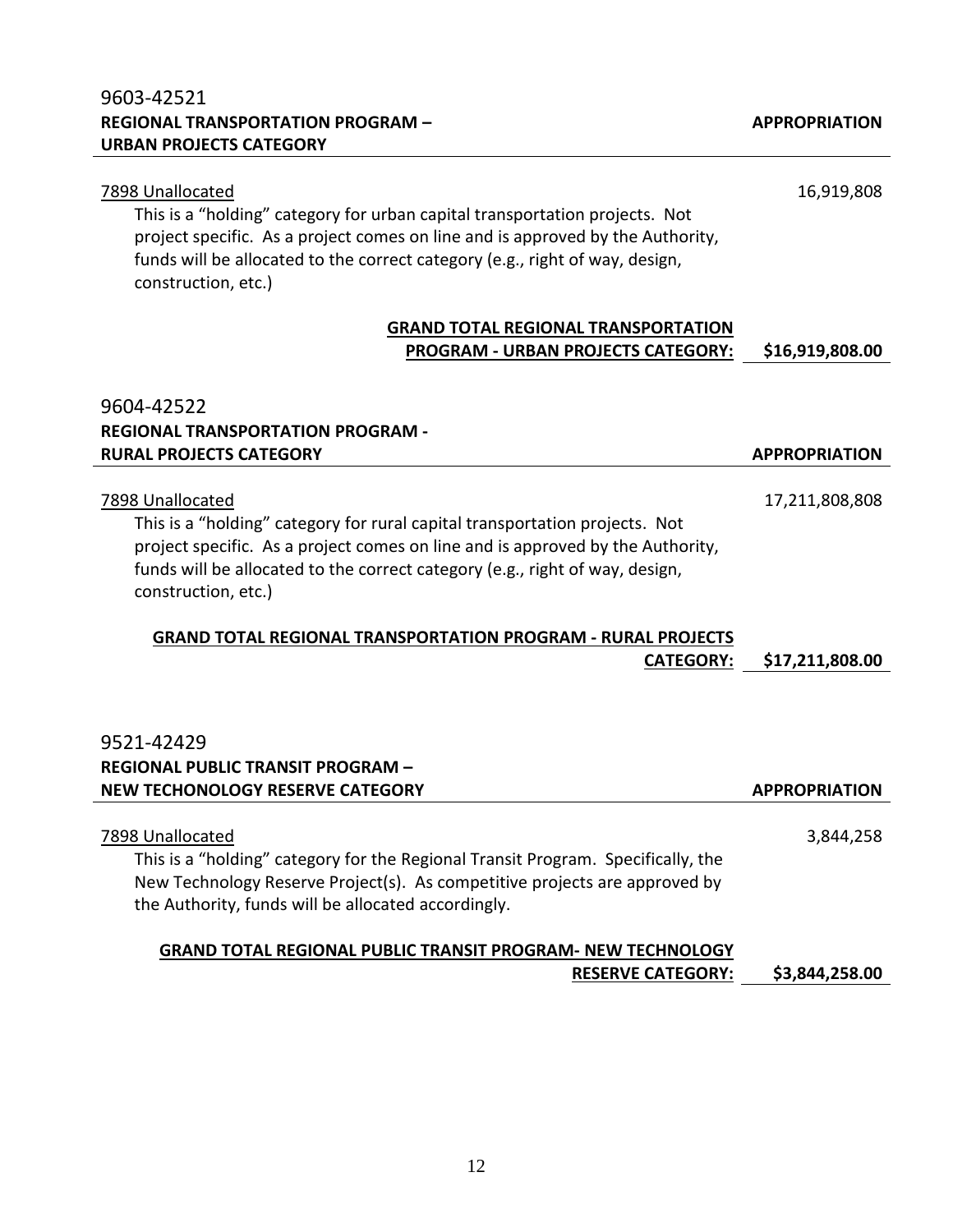## 9603-42521

**REGIONAL TRANSPORTATION PROGRAM – URBAN PROJECTS CATEGORY** — **APPROPRIATION**

7898 Unallocated — 16,919,808

This is a "holding" category for urban capital transportation projects. Not project specific. As a project comes on line and is approved by the Authority, funds will be allocated to the correct category (e.g., right of way, design, construction, etc.)

**GRAND TOTAL REGIONAL TRANSPORTATION PROGRAM - URBAN PROJECTS CATEGORY: $16,919,808.00**

## 9604-42522

**REGIONAL TRANSPORTATION PROGRAM - RURAL PROJECTS CATEGORY** — **APPROPRIATION**

7898 Unallocated — 17,211,808,808

This is a "holding" category for rural capital transportation projects. Not project specific. As a project comes on line and is approved by the Authority, funds will be allocated to the correct category (e.g., right of way, design, construction, etc.)

**GRAND TOTAL REGIONAL TRANSPORTATION PROGRAM - RURAL PROJECTS CATEGORY: $17,211,808.00**

## 9521-42429

**REGIONAL PUBLIC TRANSIT PROGRAM – NEW TECHONOLOGY RESERVE CATEGORY** — **APPROPRIATION**

7898 Unallocated — 3,844,258

This is a "holding" category for the Regional Transit Program. Specifically, the New Technology Reserve Project(s). As competitive projects are approved by the Authority, funds will be allocated accordingly.

**GRAND TOTAL REGIONAL PUBLIC TRANSIT PROGRAM- NEW TECHNOLOGY RESERVE CATEGORY: $3,844,258.00**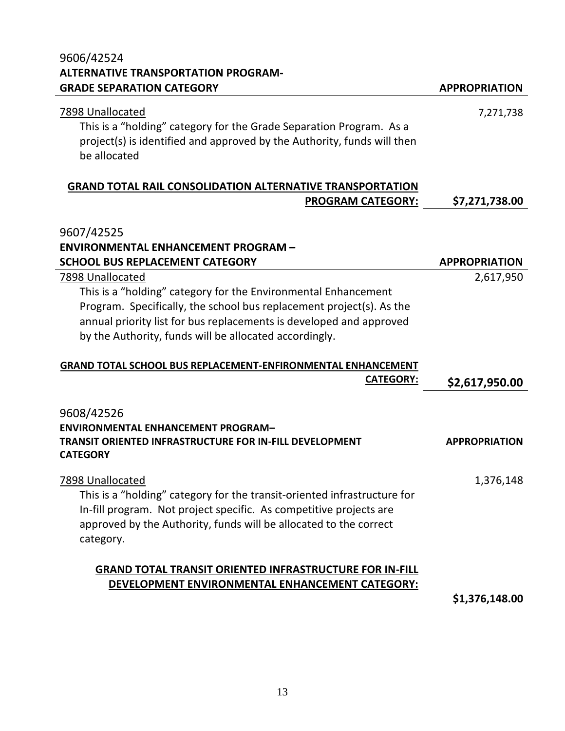9606/42524

**ALTERNATIVE TRANSPORTATION PROGRAM- GRADE SEPARATION CATEGORY** | **APPROPRIATION**

| | |
|---|---|
| 7898 Unallocated<br>This is a "holding" category for the Grade Separation Program. As a project(s) is identified and approved by the Authority, funds will then be allocated | 7,271,738 |
| **GRAND TOTAL RAIL CONSOLIDATION ALTERNATIVE TRANSPORTATION PROGRAM CATEGORY:** | **$7,271,738.00** |

9607/42525

**ENVIRONMENTAL ENHANCEMENT PROGRAM – SCHOOL BUS REPLACEMENT CATEGORY** | **APPROPRIATION**

| | |
|---|---|
| 7898 Unallocated<br>This is a "holding" category for the Environmental Enhancement Program. Specifically, the school bus replacement project(s). As the annual priority list for bus replacements is developed and approved by the Authority, funds will be allocated accordingly. | 2,617,950 |
| **GRAND TOTAL SCHOOL BUS REPLACEMENT-ENFIRONMENTAL ENHANCEMENT CATEGORY:** | **$2,617,950.00** |

9608/42526

**ENVIRONMENTAL ENHANCEMENT PROGRAM– TRANSIT ORIENTED INFRASTRUCTURE FOR IN-FILL DEVELOPMENT CATEGORY** | **APPROPRIATION**

| | |
|---|---|
| 7898 Unallocated<br>This is a "holding" category for the transit-oriented infrastructure for In-fill program. Not project specific. As competitive projects are approved by the Authority, funds will be allocated to the correct category. | 1,376,148 |
| **GRAND TOTAL TRANSIT ORIENTED INFRASTRUCTURE FOR IN-FILL DEVELOPMENT ENVIRONMENTAL ENHANCEMENT CATEGORY:** | **$1,376,148.00** |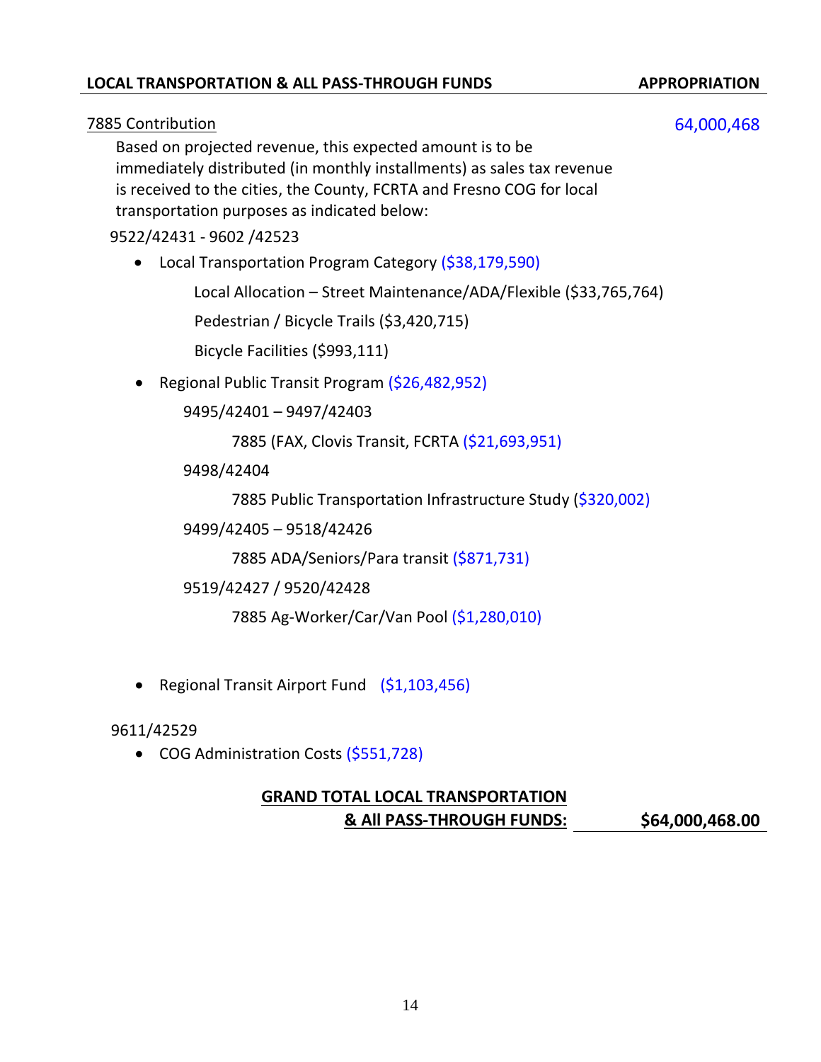**LOCAL TRANSPORTATION & ALL PASS-THROUGH FUNDS** **APPROPRIATION**

7885 Contribution 64,000,468

Based on projected revenue, this expected amount is to be immediately distributed (in monthly installments) as sales tax revenue is received to the cities, the County, FCRTA and Fresno COG for local transportation purposes as indicated below:

9522/42431 - 9602 /42523

- Local Transportation Program Category ($38,179,590)

  Local Allocation – Street Maintenance/ADA/Flexible ($33,765,764)

  Pedestrian / Bicycle Trails ($3,420,715)

  Bicycle Facilities ($993,111)

- Regional Public Transit Program ($26,482,952)

  9495/42401 – 9497/42403

  7885 (FAX, Clovis Transit, FCRTA ($21,693,951)

  9498/42404

  7885 Public Transportation Infrastructure Study ($320,002)

  9499/42405 – 9518/42426

  7885 ADA/Seniors/Para transit ($871,731)

  9519/42427 / 9520/42428

  7885 Ag-Worker/Car/Van Pool ($1,280,010)

- Regional Transit Airport Fund ($1,103,456)

9611/42529

- COG Administration Costs ($551,728)

**GRAND TOTAL LOCAL TRANSPORTATION & All PASS-THROUGH FUNDS:** **$64,000,468.00**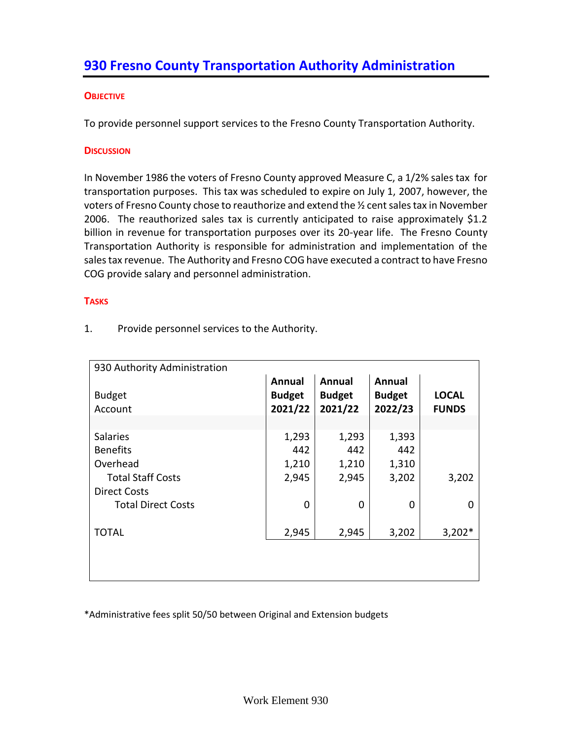# 930 Fresno County Transportation Authority Administration

**OBJECTIVE**

To provide personnel support services to the Fresno County Transportation Authority.

**DISCUSSION**

In November 1986 the voters of Fresno County approved Measure C, a 1/2% sales tax for transportation purposes. This tax was scheduled to expire on July 1, 2007, however, the voters of Fresno County chose to reauthorize and extend the ½ cent sales tax in November 2006. The reauthorized sales tax is currently anticipated to raise approximately $1.2 billion in revenue for transportation purposes over its 20-year life. The Fresno County Transportation Authority is responsible for administration and implementation of the sales tax revenue. The Authority and Fresno COG have executed a contract to have Fresno COG provide salary and personnel administration.

**TASKS**

1. Provide personnel services to the Authority.

| 930 Authority Administration<br>Budget Account | Annual Budget 2021/22 | Annual Budget 2021/22 | Annual Budget 2022/23 | LOCAL FUNDS |
|---|---|---|---|---|
| Salaries | 1,293 | 1,293 | 1,393 | |
| Benefits | 442 | 442 | 442 | |
| Overhead | 1,210 | 1,210 | 1,310 | |
| Total Staff Costs | 2,945 | 2,945 | 3,202 | 3,202 |
| Direct Costs | | | | |
| Total Direct Costs | 0 | 0 | 0 | 0 |
| TOTAL | 2,945 | 2,945 | 3,202 | 3,202* |

*Administrative fees split 50/50 between Original and Extension budgets